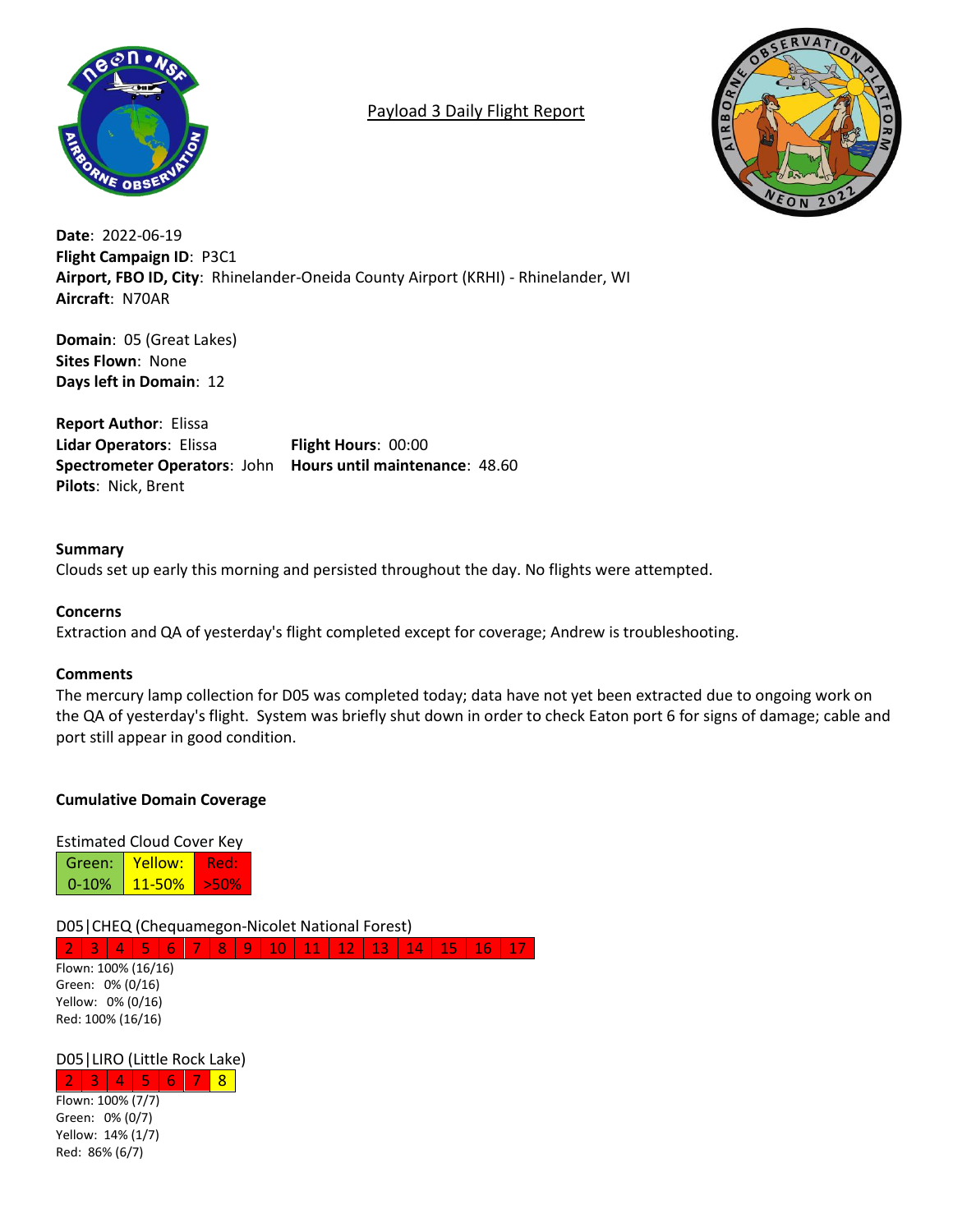# Payload 3 Daily Flight Report

**Date**: 2022-06-19
**Flight Campaign ID**: P3C1
**Airport, FBO ID, City**: Rhinelander-Oneida County Airport (KRHI) - Rhinelander, WI
**Aircraft**: N70AR

**Domain**: 05 (Great Lakes)
**Sites Flown**: None
**Days left in Domain**: 12

**Report Author**: Elissa
**Lidar Operators**: Elissa
**Spectrometer Operators**: John
**Pilots**: Nick, Brent
**Flight Hours**: 00:00
**Hours until maintenance**: 48.60

**Summary**
Clouds set up early this morning and persisted throughout the day. No flights were attempted.

**Concerns**
Extraction and QA of yesterday's flight completed except for coverage; Andrew is troubleshooting.

**Comments**
The mercury lamp collection for D05 was completed today; data have not yet been extracted due to ongoing work on the QA of yesterday's flight. System was briefly shut down in order to check Eaton port 6 for signs of damage; cable and port still appear in good condition.

**Cumulative Domain Coverage**

Estimated Cloud Cover Key

| Green: 0-10% | Yellow: 11-50% | Red: >50% |
|---|---|---|

D05|CHEQ (Chequamegon-Nicolet National Forest)

| 2 | 3 | 4 | 5 | 6 | 7 | 8 | 9 | 10 | 11 | 12 | 13 | 14 | 15 | 16 | 17 |
|---|---|---|---|---|---|---|---|---|---|---|---|---|---|---|---|
| Red | Red | Red | Red | Red | Red | Red | Red | Red | Red | Red | Red | Red | Red | Red | Red |

Flown: 100% (16/16)
Green: 0% (0/16)
Yellow: 0% (0/16)
Red: 100% (16/16)

D05|LIRO (Little Rock Lake)

| 2 | 3 | 4 | 5 | 6 | 7 | 8 |
|---|---|---|---|---|---|---|
| Red | Red | Red | Red | Red | Red | Yellow |

Flown: 100% (7/7)
Green: 0% (0/7)
Yellow: 14% (1/7)
Red: 86% (6/7)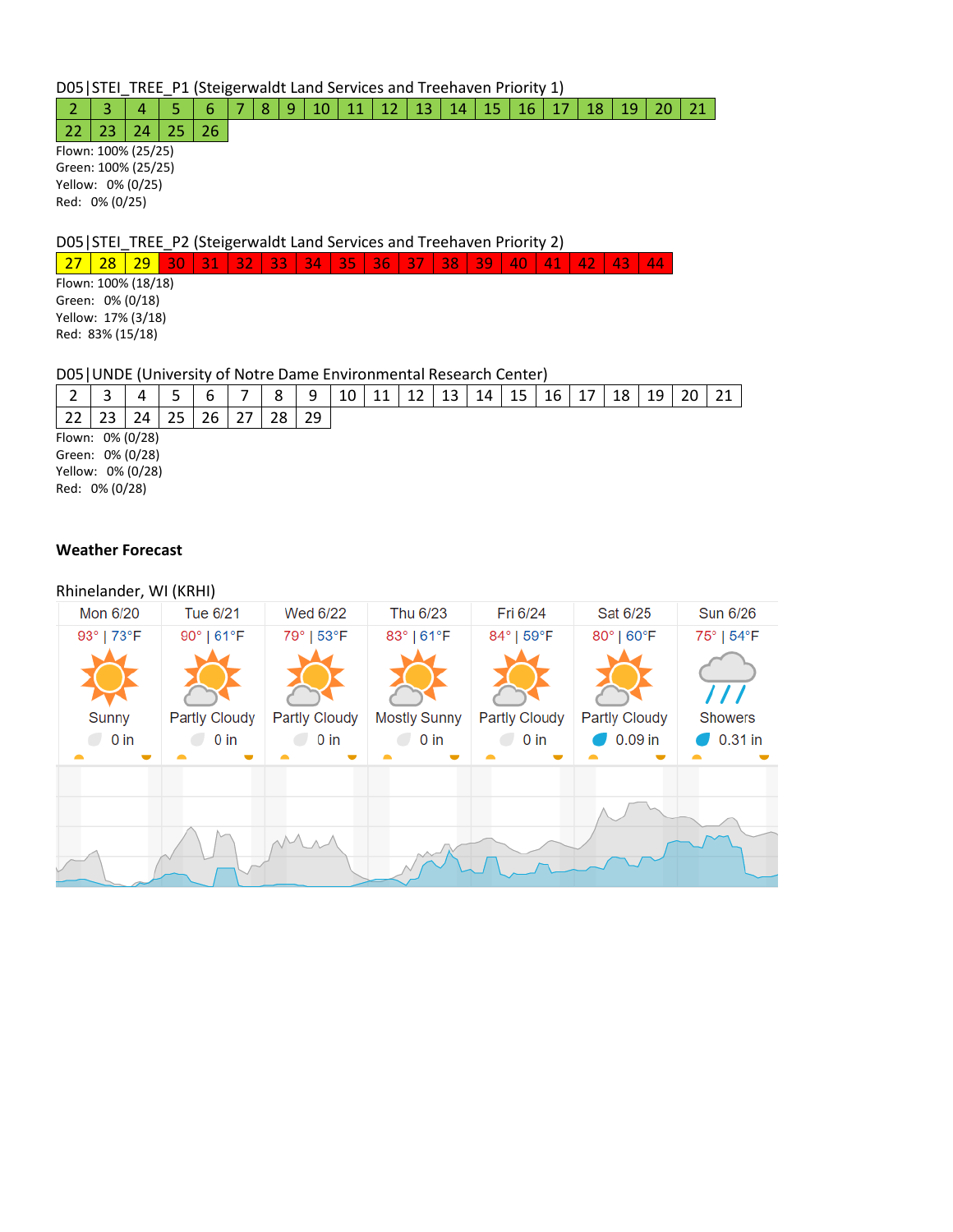D05|STEI_TREE_P1 (Steigerwaldt Land Services and Treehaven Priority 1)

| 2 | 3 | 4 | 5 | 6 | 7 | 8 | 9 | 10 | 11 | 12 | 13 | 14 | 15 | 16 | 17 | 18 | 19 | 20 | 21 |
|---|---|---|---|---|---|---|---|---|---|---|---|---|---|---|---|---|---|---|---|
| 22 | 23 | 24 | 25 | 26 | | | | | | | | | | | | | | | |

Flown: 100% (25/25)
Green: 100% (25/25)
Yellow: 0% (0/25)
Red: 0% (0/25)

D05|STEI_TREE_P2 (Steigerwaldt Land Services and Treehaven Priority 2)

| 27 | 28 | 29 | 30 | 31 | 32 | 33 | 34 | 35 | 36 | 37 | 38 | 39 | 40 | 41 | 42 | 43 | 44 |
|---|---|---|---|---|---|---|---|---|---|---|---|---|---|---|---|---|---|

Flown: 100% (18/18)
Green: 0% (0/18)
Yellow: 17% (3/18)
Red: 83% (15/18)

D05|UNDE (University of Notre Dame Environmental Research Center)

| 2 | 3 | 4 | 5 | 6 | 7 | 8 | 9 | 10 | 11 | 12 | 13 | 14 | 15 | 16 | 17 | 18 | 19 | 20 | 21 |
|---|---|---|---|---|---|---|---|---|---|---|---|---|---|---|---|---|---|---|---|
| 22 | 23 | 24 | 25 | 26 | 27 | 28 | 29 | | | | | | | | | | | | |

Flown: 0% (0/28)
Green: 0% (0/28)
Yellow: 0% (0/28)
Red: 0% (0/28)

**Weather Forecast**

Rhinelander, WI (KRHI)

| Mon 6/20 | Tue 6/21 | Wed 6/22 | Thu 6/23 | Fri 6/24 | Sat 6/25 | Sun 6/26 |
|---|---|---|---|---|---|---|
| 93° \| 73°F | 90° \| 61°F | 79° \| 53°F | 83° \| 61°F | 84° \| 59°F | 80° \| 60°F | 75° \| 54°F |
| Sunny | Partly Cloudy | Partly Cloudy | Mostly Sunny | Partly Cloudy | Partly Cloudy | Showers |
| 0 in | 0 in | 0 in | 0 in | 0 in | 0.09 in | 0.31 in |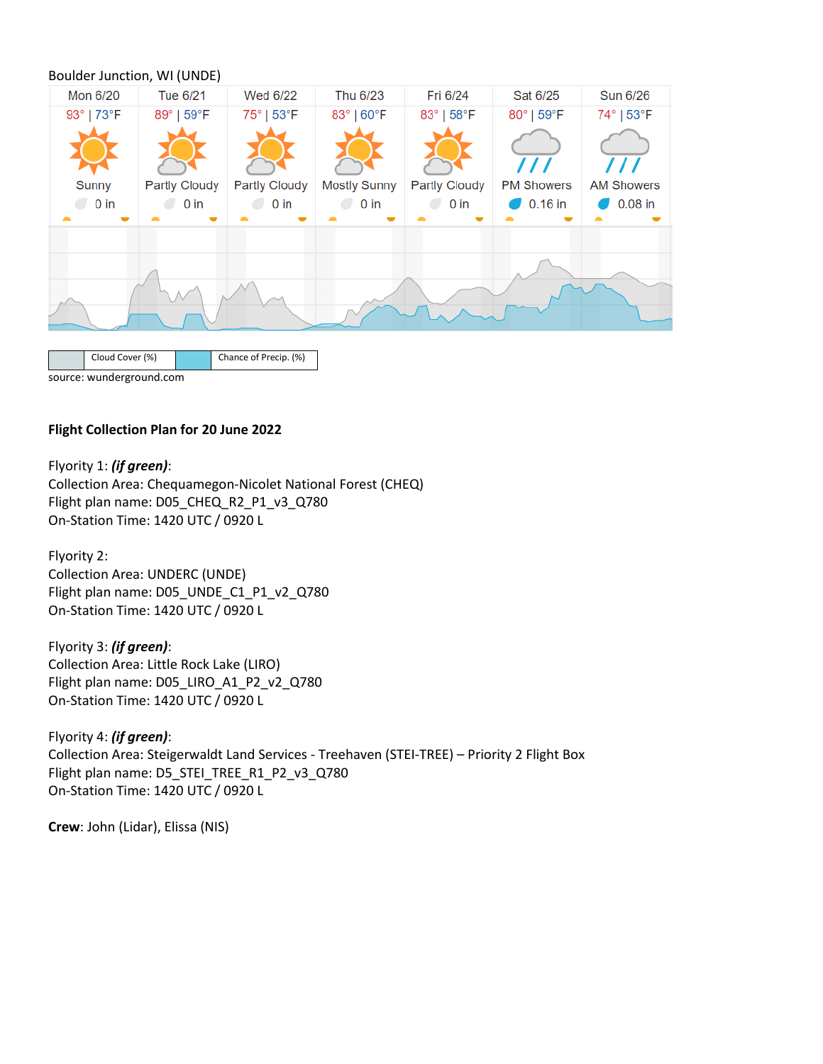Boulder Junction, WI (UNDE)

| Mon 6/20 | Tue 6/21 | Wed 6/22 | Thu 6/23 | Fri 6/24 | Sat 6/25 | Sun 6/26 |
|---|---|---|---|---|---|---|
| 93° \| 73°F | 89° \| 59°F | 75° \| 53°F | 83° \| 60°F | 83° \| 58°F | 80° \| 59°F | 74° \| 53°F |
| Sunny | Partly Cloudy | Partly Cloudy | Mostly Sunny | Partly Cloudy | PM Showers | AM Showers |
| 0 in | 0 in | 0 in | 0 in | 0 in | 0.16 in | 0.08 in |

Cloud Cover (%)

Chance of Precip. (%)

source: wunderground.com

**Flight Collection Plan for 20 June 2022**

Flyority 1: ***(if green)***:
Collection Area: Chequamegon-Nicolet National Forest (CHEQ)
Flight plan name: D05_CHEQ_R2_P1_v3_Q780
On-Station Time: 1420 UTC / 0920 L

Flyority 2:
Collection Area: UNDERC (UNDE)
Flight plan name: D05_UNDE_C1_P1_v2_Q780
On-Station Time: 1420 UTC / 0920 L

Flyority 3: ***(if green)***:
Collection Area: Little Rock Lake (LIRO)
Flight plan name: D05_LIRO_A1_P2_v2_Q780
On-Station Time: 1420 UTC / 0920 L

Flyority 4: ***(if green)***:
Collection Area: Steigerwaldt Land Services - Treehaven (STEI-TREE) – Priority 2 Flight Box
Flight plan name: D5_STEI_TREE_R1_P2_v3_Q780
On-Station Time: 1420 UTC / 0920 L

**Crew**: John (Lidar), Elissa (NIS)